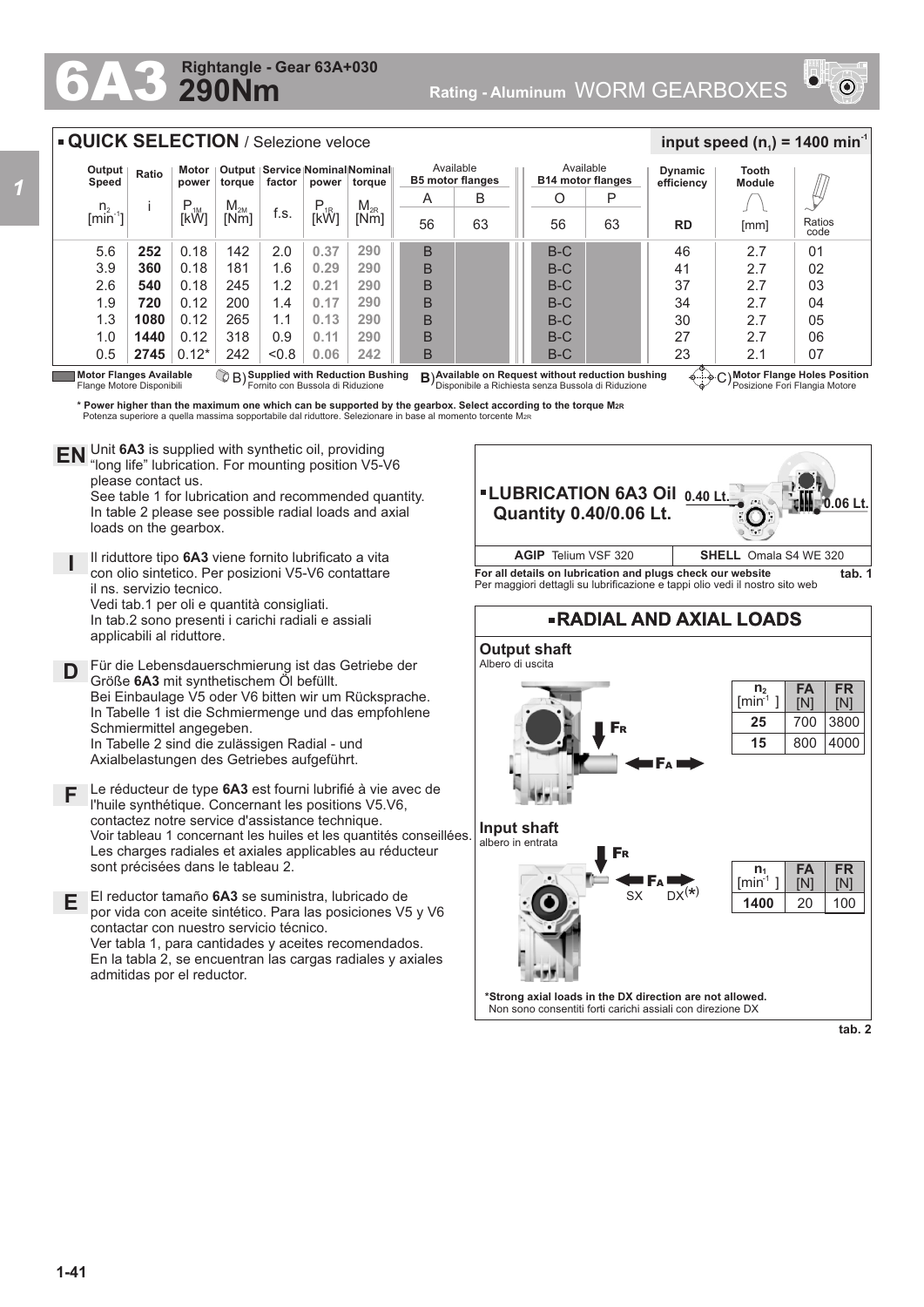# 6A3 290Nm

**Rightangle - Gear 63A+030**

**Rating - Aluminum** WORM GEARBOXES

## QUICK SELECTION / Selezione veloce

**input speed ($n_1$) = 1400 min$^{-1}$**

| Output Speed $n_2$ [min$^{-1}$] | Ratio i | Motor power $P_{1M}$ [kW] | Output torque $M_{2M}$ [Nm] | Service factor f.s. | Nominal power $P_{1R}$ [kW] | Nominal torque $M_{2R}$ [Nm] | Available B5 motor flanges A 56 | Available B5 motor flanges B 63 | Available B14 motor flanges O 56 | Available B14 motor flanges P 63 | Dynamic efficiency RD | Tooth Module [mm] | Ratios code |
|---|---|---|---|---|---|---|---|---|---|---|---|---|---|
| 5.6 | **252** | 0.18 | 142 | 2.0 | **0.37** | **290** | B | | B-C | | 46 | 2.7 | 01 |
| 3.9 | **360** | 0.18 | 181 | 1.6 | **0.29** | **290** | B | | B-C | | 41 | 2.7 | 02 |
| 2.6 | **540** | 0.18 | 245 | 1.2 | **0.21** | **290** | B | | B-C | | 37 | 2.7 | 03 |
| 1.9 | **720** | 0.12 | 200 | 1.4 | **0.17** | **290** | B | | B-C | | 34 | 2.7 | 04 |
| 1.3 | **1080** | 0.12 | 265 | 1.1 | **0.13** | **290** | B | | B-C | | 30 | 2.7 | 05 |
| 1.0 | **1440** | 0.12 | 318 | 0.9 | **0.11** | **290** | B | | B-C | | 27 | 2.7 | 06 |
| 0.5 | **2745** | 0.12* | 242 | <0.8 | **0.06** | **242** | B | | B-C | | 23 | 2.1 | 07 |

**Motor Flanges Available** Flange Motore Disponibili — B) **Supplied with Reduction Bushing** Fornito con Bussola di Riduzione — B) **Available on Request without reduction bushing** Disponibile a Richiesta senza Bussola di Riduzione — C) **Motor Flange Holes Position** Posizione Fori Flangia Motore

**\* Power higher than the maximum one which can be supported by the gearbox. Select according to the torque $M_{2R}$**
Potenza superiore a quella massima sopportabile dal riduttore. Selezionare in base al momento torcente $M_{2R}$

**EN** Unit **6A3** is supplied with synthetic oil, providing "long life" lubrication. For mounting position V5-V6 please contact us.
See table 1 for lubrication and recommended quantity.
In table 2 please see possible radial loads and axial loads on the gearbox.

**I** Il riduttore tipo **6A3** viene fornito lubrificato a vita con olio sintetico. Per posizioni V5-V6 contattare il ns. servizio tecnico.
Vedi tab.1 per oli e quantità consigliati.
In tab.2 sono presenti i carichi radiali e assiali applicabili al riduttore.

**D** Für die Lebensdauerschmierung ist das Getriebe der Größe **6A3** mit synthetischem Öl befüllt.
Bei Einbaulage V5 oder V6 bitten wir um Rücksprache.
In Tabelle 1 ist die Schmiermenge und das empfohlene Schmiermittel angegeben.
In Tabelle 2 sind die zulässigen Radial - und Axialbelastungen des Getriebes aufgeführt.

**F** Le réducteur de type **6A3** est fourni lubrifié à vie avec de l'huile synthétique. Concernant les positions V5.V6, contactez notre service d'assistance technique.
Voir tableau 1 concernant les huiles et les quantités conseillées.
Les charges radiales et axiales applicables au réducteur sont précisées dans le tableau 2.

**E** El reductor tamaño **6A3** se suministra, lubricado de por vida con aceite sintético. Para las posiciones V5 y V6 contactar con nuestro servicio técnico.
Ver tabla 1, para cantidades y aceites recomendados.
En la tabla 2, se encuentran las cargas radiales y axiales admitidas por el reductor.

## LUBRICATION 6A3 Oil Quantity 0.40/0.06 Lt.

0.40 Lt. — 0.06 Lt.

| AGIP | SHELL |
|---|---|
| Telium VSF 320 | Omala S4 WE 320 |

**For all details on lubrication and plugs check our website** — **tab. 1**
Per maggiori dettagli su lubrificazione e tappi olio vedi il nostro sito web

## RADIAL AND AXIAL LOADS

**Output shaft**
Albero di uscita

| $n_2$ [min$^{-1}$] | FA [N] | FR [N] |
|---|---|---|
| **25** | 700 | 3800 |
| **15** | 800 | 4000 |

**Input shaft**
albero in entrata

SX — DX(*)

| $n_1$ [min$^{-1}$] | FA [N] | FR [N] |
|---|---|---|
| **1400** | 20 | 100 |

**\*Strong axial loads in the DX direction are not allowed.**
Non sono consentiti forti carichi assiali con direzione DX

**tab. 2**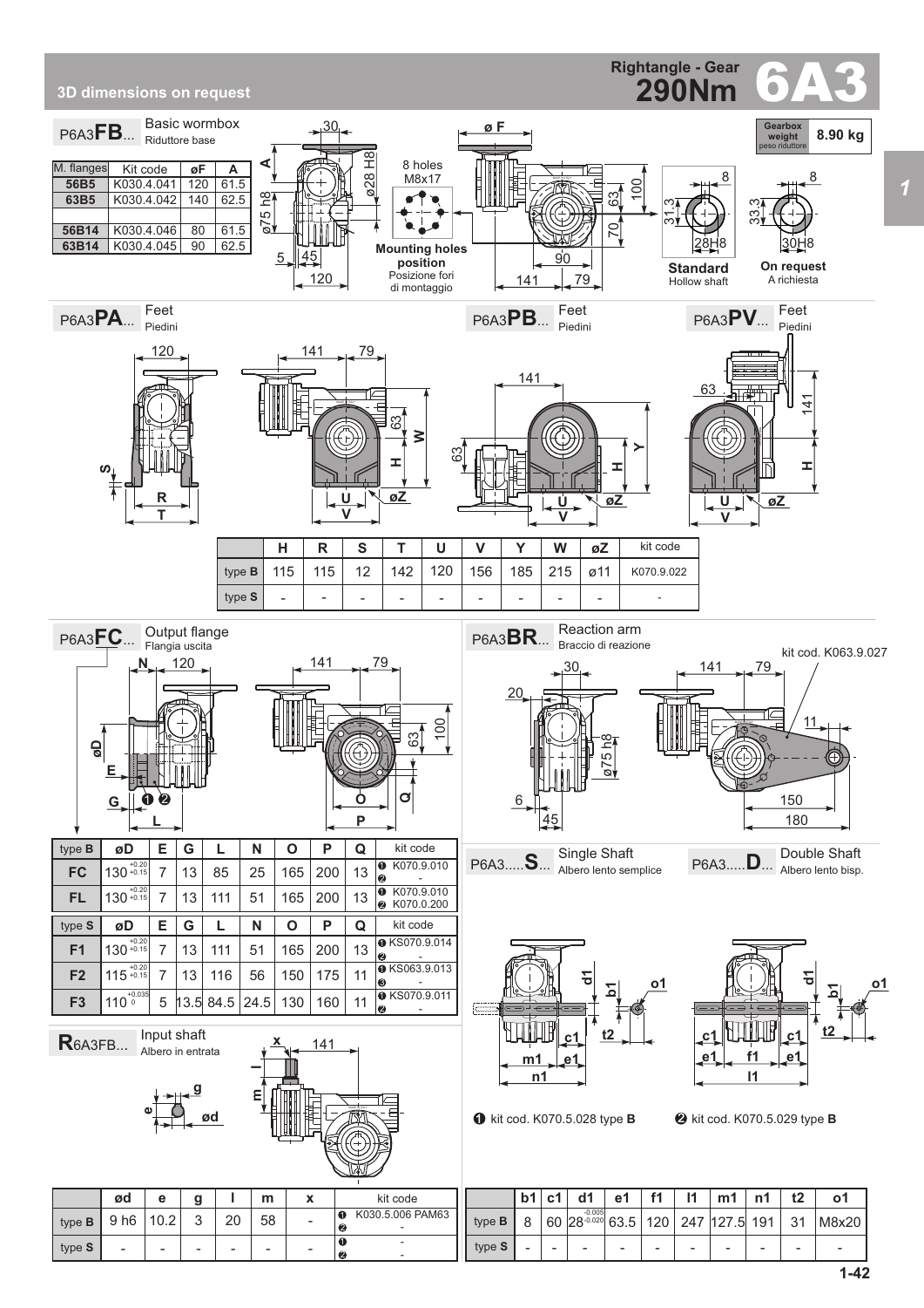3D dimensions on request

# Rightangle - Gear 290Nm 6A3

## P6A3**FB**... Basic wormbox
Riduttore base

| M. flanges | Kit code | øF | A |
|---|---|---|---|
| 56B5 | K030.4.041 | 120 | 61.5 |
| 63B5 | K030.4.042 | 140 | 62.5 |
| | | | |
| 56B14 | K030.4.046 | 80 | 61.5 |
| 63B14 | K030.4.045 | 90 | 62.5 |

Gearbox weight / peso riduttore: 8.90 kg

8 holes M8x17

Mounting holes position
Posizione fori di montaggio

30, ø28 H8, ø75 h8, A, 5, 45, 120, ø F, 63, 100, 70, 90, 141, 79

8, 31.3, 28H8 — **Standard** Hollow shaft

8, 33.3, 30H8 — **On request** A richiesta

## P6A3**PA**... Feet
Piedini

## P6A3**PB**... Feet
Piedini

## P6A3**PV**... Feet
Piedini

120, 141, 79, 63, 141, S, R, T, H, W, U, V, øZ, Y

| | H | R | S | T | U | V | Y | W | øZ | kit code |
|---|---|---|---|---|---|---|---|---|---|---|
| type **B** | 115 | 115 | 12 | 142 | 120 | 156 | 185 | 215 | ø11 | K070.9.022 |
| type **S** | - | - | - | - | - | - | - | - | - | - |

## P6A3**FC**... Output flange
Flangia uscita

N, 120, 141, 79, 63, 100, øD, E, G, L, O, P, Q, ❶ ❷

| type **B** | øD | E | G | L | N | O | P | Q | kit code |
|---|---|---|---|---|---|---|---|---|---|
| **FC** | 130 $^{+0.20}_{+0.15}$ | 7 | 13 | 85 | 25 | 165 | 200 | 13 | ❶ K070.9.010<br>❷ - |
| **FL** | 130 $^{+0.20}_{+0.15}$ | 7 | 13 | 111 | 51 | 165 | 200 | 13 | ❶ K070.9.010<br>❷ K070.0.200 |

| type **S** | øD | E | G | L | N | O | P | Q | kit code |
|---|---|---|---|---|---|---|---|---|---|
| **F1** | 130 $^{+0.20}_{+0.15}$ | 7 | 13 | 111 | 51 | 165 | 200 | 13 | ❶ KS070.9.014<br>❷ - |
| **F2** | 115 $^{+0.20}_{+0.15}$ | 7 | 13 | 116 | 56 | 150 | 175 | 11 | ❶ KS063.9.013<br>❸ - |
| **F3** | 110 $^{+0.035}_{0}$ | 5 | 13.5 | 84.5 | 24.5 | 130 | 160 | 11 | ❶ KS070.9.011<br>❷ - |

## P6A3**BR**... Reaction arm
Braccio di reazione

kit cod. K063.9.027

30, 141, 79, 20, ø75 h8, 6, 45, 11, 150, 180

## P6A3.....**S**... Single Shaft
Albero lento semplice

## P6A3.....**D**... Double Shaft
Albero lento bisp.

❶ kit cod. K070.5.028 type **B**

❷ kit cod. K070.5.029 type **B**

| | b1 | c1 | d1 | e1 | f1 | l1 | m1 | n1 | t2 | o1 |
|---|---|---|---|---|---|---|---|---|---|---|
| type **B** | 8 | 60 | 28 $^{-0.005}_{-0.020}$ | 63.5 | 120 | 247 | 127.5 | 191 | 31 | M8x20 |
| type **S** | - | - | - | - | - | - | - | - | - | - |

## **R**6A3FB... Input shaft
Albero in entrata

x, 141, l, m, g, e, ød

| | ød | e | g | l | m | x | kit code |
|---|---|---|---|---|---|---|---|
| type **B** | 9 h6 | 10.2 | 3 | 20 | 58 | - | ❶ K030.5.006 PAM63<br>❷ - |
| type **S** | - | - | - | - | - | - | ❶ -<br>❷ - |